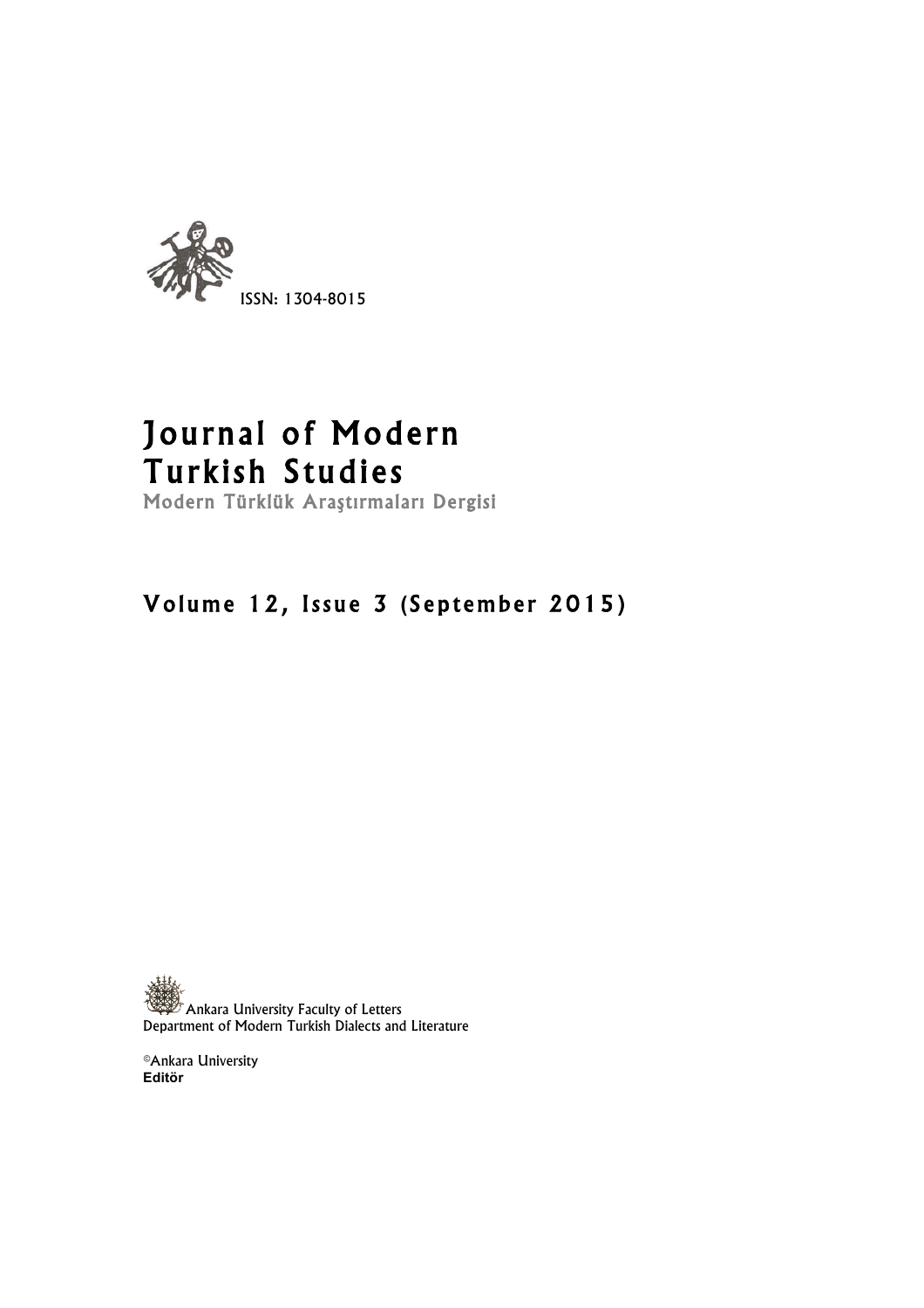ISSN: 1304-8015

# Journal of Modern Turkish Studies

## Modern Türklük Araştırmaları Dergisi

## Volume 12, Issue 3 (September 2015)

Ankara University Faculty of Letters
Department of Modern Turkish Dialects and Literature

©Ankara University
**Editör**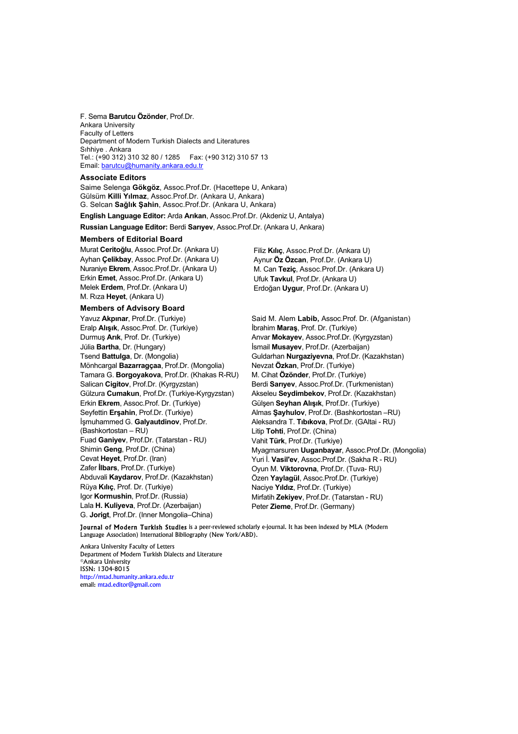F. Sema **Barutcu Özönder**, Prof.Dr.
Ankara University
Faculty of Letters
Department of Modern Turkish Dialects and Literatures
Sıhhiye . Ankara
Tel.: (+90 312) 310 32 80 / 1285 Fax: (+90 312) 310 57 13
Email: barutcu@humanity.ankara.edu.tr

### Associate Editors

Saime Selenga **Gökgöz**, Assoc.Prof.Dr. (Hacettepe U, Ankara)
Gülsüm **Killi Yılmaz**, Assoc.Prof.Dr. (Ankara U, Ankara)
G. Selcan **Sağlık Şahin**, Assoc.Prof.Dr. (Ankara U, Ankara)

**English Language Editor:** Arda **Arıkan**, Assoc.Prof.Dr. (Akdeniz U, Antalya)

**Russian Language Editor:** Berdi **Sarıyev**, Assoc.Prof.Dr. (Ankara U, Ankara)

### Members of Editorial Board

Murat **Ceritoğlu**, Assoc.Prof.Dr. (Ankara U)
Ayhan **Çelikbay**, Assoc.Prof.Dr. (Ankara U)
Nuraniye **Ekrem**, Assoc.Prof.Dr. (Ankara U)
Erkin **Emet**, Assoc.Prof.Dr. (Ankara U)
Melek **Erdem**, Prof.Dr. (Ankara U)
M. Rıza **Heyet**, (Ankara U)
Filiz **Kılıç**, Assoc.Prof.Dr. (Ankara U)
Aynur **Öz Özcan**, Prof.Dr. (Ankara U)
M. Can **Teziç**, Assoc.Prof.Dr. (Ankara U)
Ufuk **Tavkul**, Prof.Dr. (Ankara U)
Erdoğan **Uygur**, Prof.Dr. (Ankara U)

### Members of Advisory Board

Yavuz **Akpınar**, Prof.Dr. (Turkiye)
Eralp **Alışık**, Assoc.Prof. Dr. (Turkiye)
Durmuş **Arık**, Prof. Dr. (Turkiye)
Júlia **Bartha**, Dr. (Hungary)
Tsend **Battulga**, Dr. (Mongolia)
Mönhcargal **Bazarragçaa**, Prof.Dr. (Mongolia)
Tamara G. **Borgoyakova**, Prof.Dr. (Khakas R-RU)
Salican **Cigitov**, Prof.Dr. (Kyrgyzstan)
Gülzura **Cumakun**, Prof.Dr. (Turkiye-Kyrgyzstan)
Erkin **Ekrem**, Assoc.Prof. Dr. (Turkiye)
Seyfettin **Erşahin**, Prof.Dr. (Turkiye)
İşmuhammed G. **Galyautdinov**, Prof.Dr. (Bashkortostan – RU)
Fuad **Ganiyev**, Prof.Dr. (Tatarstan - RU)
Shimin **Geng**, Prof.Dr. (China)
Cevat **Heyet**, Prof.Dr. (Iran)
Zafer **İlbars**, Prof.Dr. (Turkiye)
Abduvali **Kaydarov**, Prof.Dr. (Kazakhstan)
Rüya **Kılıç**, Prof. Dr. (Turkiye)
Igor **Kormushin**, Prof.Dr. (Russia)
Lala **H. Kuliyeva**, Prof.Dr. (Azerbaijan)
G. **Jorigt**, Prof.Dr. (Inner Mongolia–China)
Said M. Alem **Labib,** Assoc.Prof. Dr. (Afganistan)
İbrahim **Maraş**, Prof. Dr. (Turkiye)
Anvar **Mokayev**, Assoc.Prof.Dr. (Kyrgyzstan)
İsmail **Musayev**, Prof.Dr. (Azerbaijan)
Guldarhan **Nurgaziyevna**, Prof.Dr. (Kazakhstan)
Nevzat **Özkan**, Prof.Dr. (Turkiye)
M. Cihat **Özönder**, Prof.Dr. (Turkiye)
Berdi **Sarıyev**, Assoc.Prof.Dr. (Turkmenistan)
Akseleu **Seydimbekov**, Prof.Dr. (Kazakhstan)
Gülşen **Seyhan Alışık**, Prof.Dr. (Turkiye)
Almas **Şayhulov**, Prof.Dr. (Bashkortostan –RU)
Aleksandra T. **Tıbıkova**, Prof.Dr. (GAltai - RU)
Litip **Tohti**, Prof.Dr. (China)
Vahit **Türk**, Prof.Dr. (Turkiye)
Myagmarsuren **Uuganbayar**, Assoc.Prof.Dr. (Mongolia)
Yuri İ. **Vasil'ev**, Assoc.Prof.Dr. (Sakha R - RU)
Oyun M. **Viktorovna**, Prof.Dr. (Tuva- RU)
Özen **Yaylagül**, Assoc.Prof.Dr. (Turkiye)
Naciye **Yıldız**, Prof.Dr. (Turkiye)
Mirfatih **Zekiyev**, Prof.Dr. (Tatarstan - RU)
Peter **Zieme**, Prof.Dr. (Germany)

**Journal of Modern Turkish Studies** is a peer-reviewed scholarly e-journal. It has been indexed by MLA (Modern Language Association) International Bibliography (New York/ABD).

Ankara University Faculty of Letters
Department of Modern Turkish Dialects and Literature
©Ankara University
ISSN: 1304-8015
http://mtad.humanity.ankara.edu.tr
email: mtad.editor@gmail.com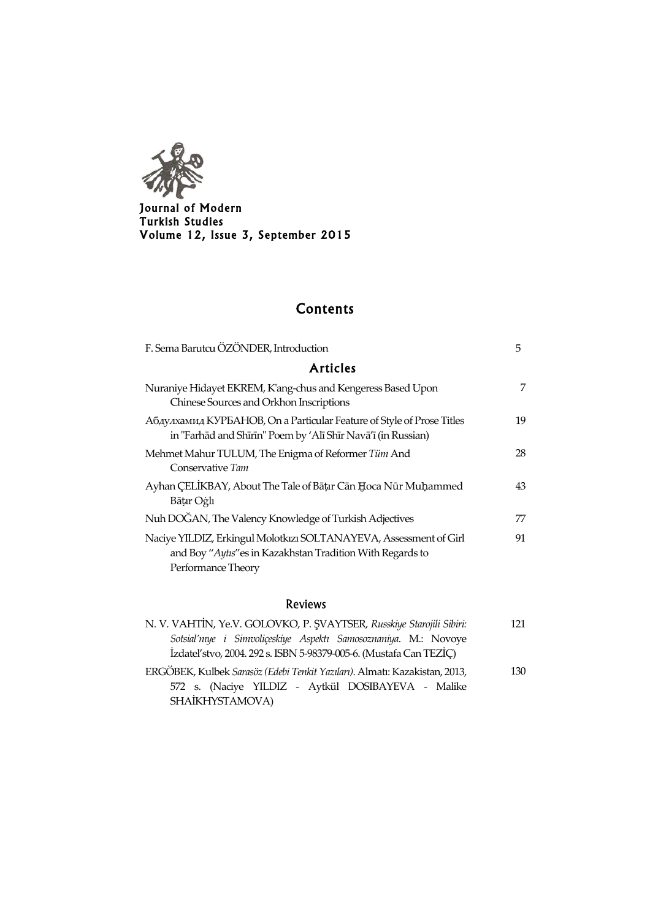Journal of Modern Turkish Studies
Volume 12, Issue 3, September 2015

# Contents

| | |
|---|---|
| F. Sema Barutcu ÖZÖNDER, Introduction | 5 |

## Articles

| | |
|---|---|
| Nuraniye Hidayet EKREM, K'ang-chus and Kengeress Based Upon Chinese Sources and Orkhon Inscriptions | 7 |
| Абдулхамид КУРБАНОВ, On a Particular Feature of Style of Prose Titles in "Farhād and Shīrīn" Poem by 'Alī Shīr Navā'ī (in Russian) | 19 |
| Mehmet Mahur TULUM, The Enigma of Reformer *Tüm* And Conservative *Tam* | 28 |
| Ayhan ÇELİKBAY, About The Tale of Bāṭır Cān Ḫoca Nūr Muḥammed Bāṭır Oġlı | 43 |
| Nuh DOĞAN, The Valency Knowledge of Turkish Adjectives | 77 |
| Naciye YILDIZ, Erkingul Molotkızı SOLTANAYEVA, Assessment of Girl and Boy "*Aytıs*"es in Kazakhstan Tradition With Regards to Performance Theory | 91 |

## Reviews

| | |
|---|---|
| N. V. VAHTİN, Ye.V. GOLOVKO, P. ŞVAYTSER, *Russkiye Starojili Sibiri: Sotsial'nıye i Simvoliçeskiye Aspektı Samosoznaniya*. M.: Novoye İzdatel'stvo, 2004. 292 s. ISBN 5-98379-005-6. (Mustafa Can TEZİÇ) | 121 |
| ERGÖBEK, Kulbek *Sarasöz (Edebi Tenkit Yazıları)*. Almatı: Kazakistan, 2013, 572 s. (Naciye YILDIZ - Aytkül DOSIBAYEVA - Malike SHAİKHYSTAMOVA) | 130 |